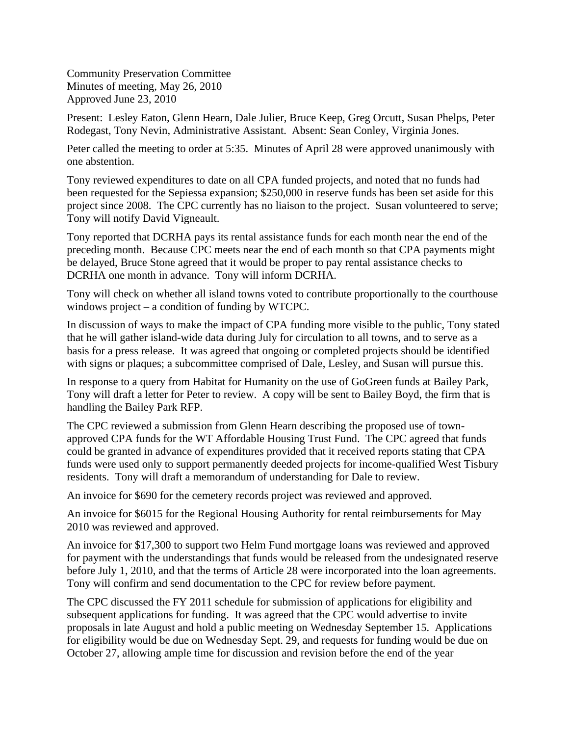Community Preservation Committee
Minutes of meeting, May 26, 2010
Approved June 23, 2010

Present: Lesley Eaton, Glenn Hearn, Dale Julier, Bruce Keep, Greg Orcutt, Susan Phelps, Peter Rodegast, Tony Nevin, Administrative Assistant. Absent: Sean Conley, Virginia Jones.

Peter called the meeting to order at 5:35. Minutes of April 28 were approved unanimously with one abstention.

Tony reviewed expenditures to date on all CPA funded projects, and noted that no funds had been requested for the Sepiessa expansion; $250,000 in reserve funds has been set aside for this project since 2008. The CPC currently has no liaison to the project. Susan volunteered to serve; Tony will notify David Vigneault.

Tony reported that DCRHA pays its rental assistance funds for each month near the end of the preceding month. Because CPC meets near the end of each month so that CPA payments might be delayed, Bruce Stone agreed that it would be proper to pay rental assistance checks to DCRHA one month in advance. Tony will inform DCRHA.

Tony will check on whether all island towns voted to contribute proportionally to the courthouse windows project – a condition of funding by WTCPC.

In discussion of ways to make the impact of CPA funding more visible to the public, Tony stated that he will gather island-wide data during July for circulation to all towns, and to serve as a basis for a press release. It was agreed that ongoing or completed projects should be identified with signs or plaques; a subcommittee comprised of Dale, Lesley, and Susan will pursue this.

In response to a query from Habitat for Humanity on the use of GoGreen funds at Bailey Park, Tony will draft a letter for Peter to review. A copy will be sent to Bailey Boyd, the firm that is handling the Bailey Park RFP.

The CPC reviewed a submission from Glenn Hearn describing the proposed use of town-approved CPA funds for the WT Affordable Housing Trust Fund. The CPC agreed that funds could be granted in advance of expenditures provided that it received reports stating that CPA funds were used only to support permanently deeded projects for income-qualified West Tisbury residents. Tony will draft a memorandum of understanding for Dale to review.

An invoice for $690 for the cemetery records project was reviewed and approved.

An invoice for $6015 for the Regional Housing Authority for rental reimbursements for May 2010 was reviewed and approved.

An invoice for $17,300 to support two Helm Fund mortgage loans was reviewed and approved for payment with the understandings that funds would be released from the undesignated reserve before July 1, 2010, and that the terms of Article 28 were incorporated into the loan agreements. Tony will confirm and send documentation to the CPC for review before payment.

The CPC discussed the FY 2011 schedule for submission of applications for eligibility and subsequent applications for funding. It was agreed that the CPC would advertise to invite proposals in late August and hold a public meeting on Wednesday September 15. Applications for eligibility would be due on Wednesday Sept. 29, and requests for funding would be due on October 27, allowing ample time for discussion and revision before the end of the year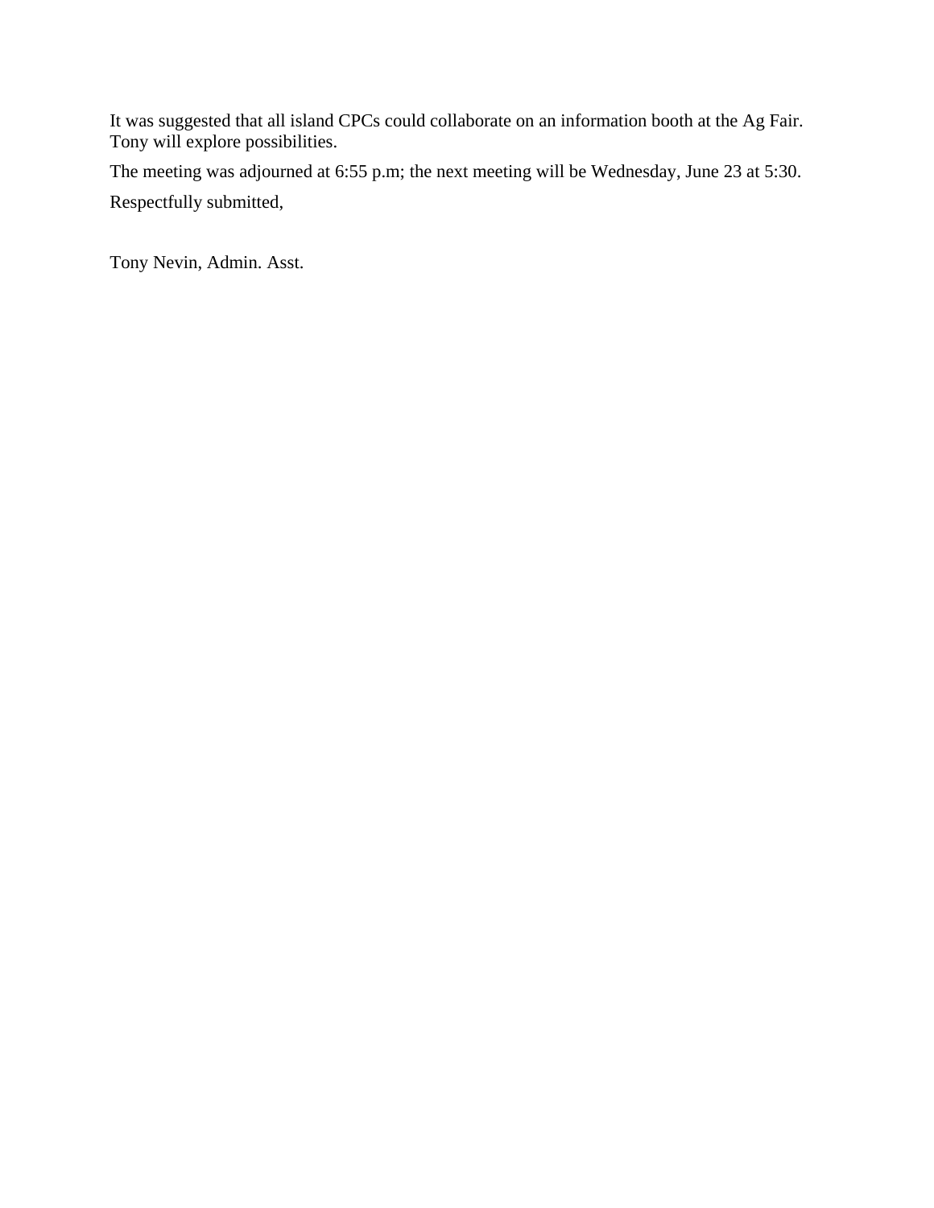It was suggested that all island CPCs could collaborate on an information booth at the Ag Fair. Tony will explore possibilities.

The meeting was adjourned at 6:55 p.m; the next meeting will be Wednesday, June 23 at 5:30.

Respectfully submitted,

Tony Nevin, Admin. Asst.